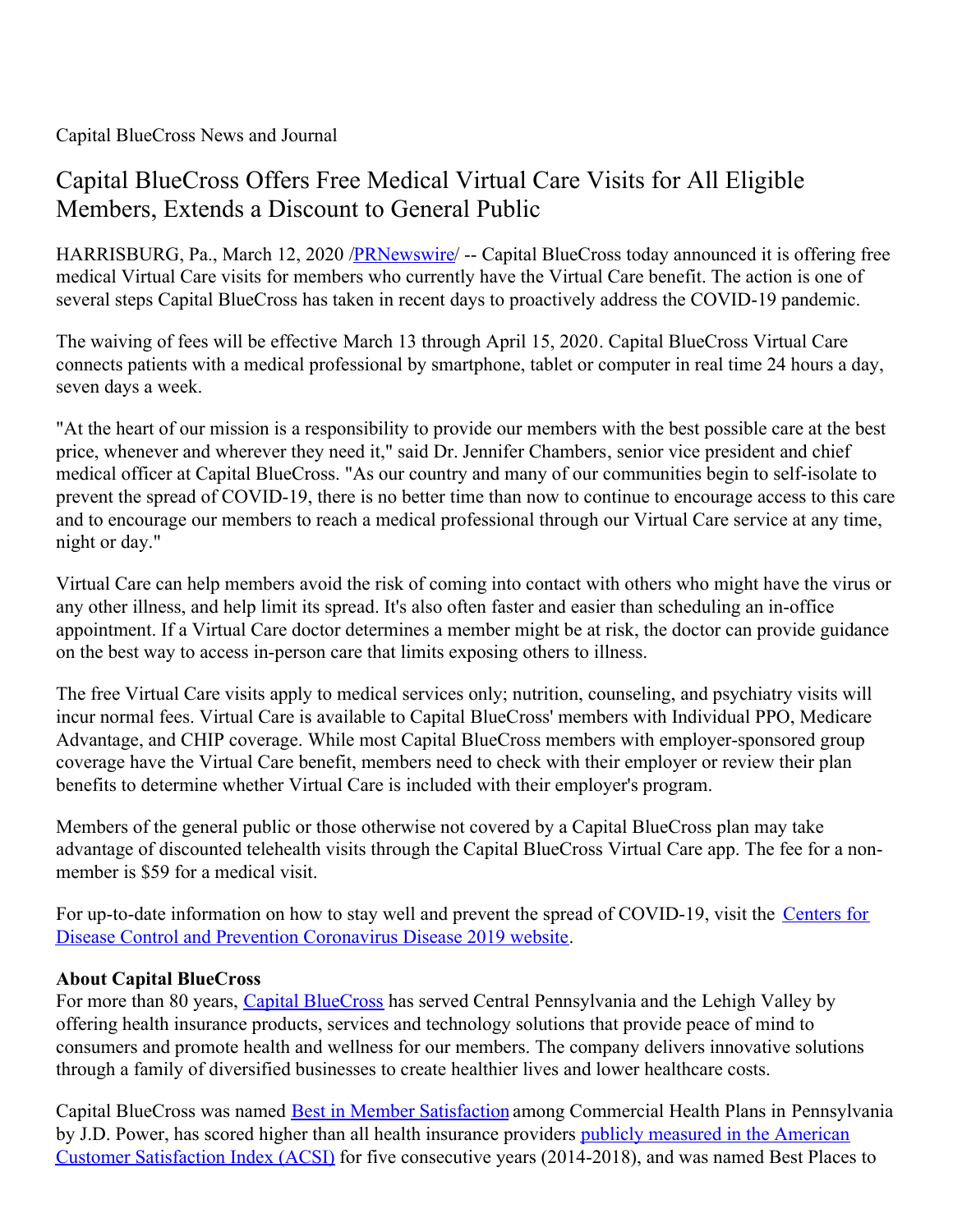Capital BlueCross News and Journal

# Capital BlueCross Offers Free Medical Virtual Care Visits for All Eligible Members, Extends a Discount to General Public

HARRISBURG, Pa., March 12, 2020 /PRNewswire/ -- Capital BlueCross today announced it is offering free medical Virtual Care visits for members who currently have the Virtual Care benefit. The action is one of several steps Capital BlueCross has taken in recent days to proactively address the COVID-19 pandemic.

The waiving of fees will be effective March 13 through April 15, 2020. Capital BlueCross Virtual Care connects patients with a medical professional by smartphone, tablet or computer in real time 24 hours a day, seven days a week.

"At the heart of our mission is a responsibility to provide our members with the best possible care at the best price, whenever and wherever they need it," said Dr. Jennifer Chambers, senior vice president and chief medical officer at Capital BlueCross. "As our country and many of our communities begin to self-isolate to prevent the spread of COVID-19, there is no better time than now to continue to encourage access to this care and to encourage our members to reach a medical professional through our Virtual Care service at any time, night or day."

Virtual Care can help members avoid the risk of coming into contact with others who might have the virus or any other illness, and help limit its spread. It's also often faster and easier than scheduling an in-office appointment. If a Virtual Care doctor determines a member might be at risk, the doctor can provide guidance on the best way to access in-person care that limits exposing others to illness.

The free Virtual Care visits apply to medical services only; nutrition, counseling, and psychiatry visits will incur normal fees. Virtual Care is available to Capital BlueCross' members with Individual PPO, Medicare Advantage, and CHIP coverage. While most Capital BlueCross members with employer-sponsored group coverage have the Virtual Care benefit, members need to check with their employer or review their plan benefits to determine whether Virtual Care is included with their employer's program.

Members of the general public or those otherwise not covered by a Capital BlueCross plan may take advantage of discounted telehealth visits through the Capital BlueCross Virtual Care app. The fee for a non-member is $59 for a medical visit.

For up-to-date information on how to stay well and prevent the spread of COVID-19, visit the Centers for Disease Control and Prevention Coronavirus Disease 2019 website.

**About Capital BlueCross**

For more than 80 years, Capital BlueCross has served Central Pennsylvania and the Lehigh Valley by offering health insurance products, services and technology solutions that provide peace of mind to consumers and promote health and wellness for our members. The company delivers innovative solutions through a family of diversified businesses to create healthier lives and lower healthcare costs.

Capital BlueCross was named Best in Member Satisfaction among Commercial Health Plans in Pennsylvania by J.D. Power, has scored higher than all health insurance providers publicly measured in the American Customer Satisfaction Index (ACSI) for five consecutive years (2014-2018), and was named Best Places to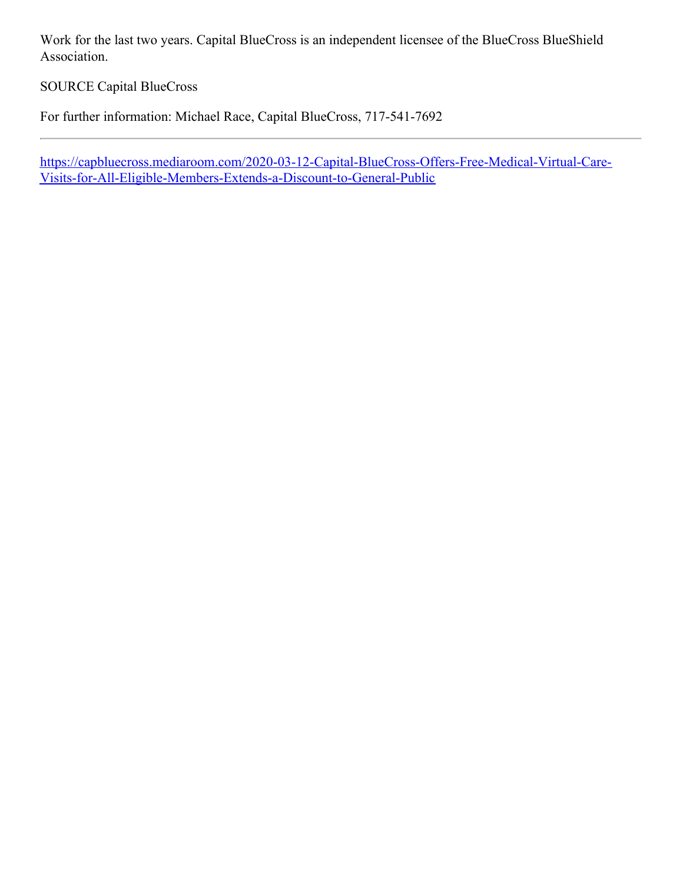Work for the last two years. Capital BlueCross is an independent licensee of the BlueCross BlueShield Association.

SOURCE Capital BlueCross

For further information: Michael Race, Capital BlueCross, 717-541-7692

---

https://capbluecross.mediaroom.com/2020-03-12-Capital-BlueCross-Offers-Free-Medical-Virtual-Care-Visits-for-All-Eligible-Members-Extends-a-Discount-to-General-Public